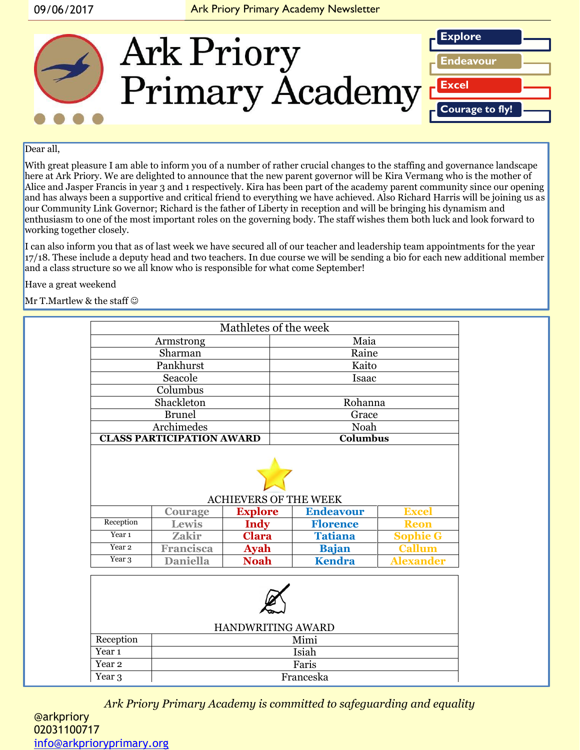09/06/2017 | Ark Priory Primary Academy Newsletter

# Ark Priory Primary Academy

**Explore**
**Endeavour**
**Excel**
**Courage to fly!**

Dear all,

With great pleasure I am able to inform you of a number of rather crucial changes to the staffing and governance landscape here at Ark Priory. We are delighted to announce that the new parent governor will be Kira Vermang who is the mother of Alice and Jasper Francis in year 3 and 1 respectively. Kira has been part of the academy parent community since our opening and has always been a supportive and critical friend to everything we have achieved. Also Richard Harris will be joining us as our Community Link Governor; Richard is the father of Liberty in reception and will be bringing his dynamism and enthusiasm to one of the most important roles on the governing body. The staff wishes them both luck and look forward to working together closely.

I can also inform you that as of last week we have secured all of our teacher and leadership team appointments for the year 17/18. These include a deputy head and two teachers. In due course we will be sending a bio for each new additional member and a class structure so we all know who is responsible for what come September!

Have a great weekend

Mr T.Martlew & the staff ☺

| Mathletes of the week | |
|---|---|
| Armstrong | Maia |
| Sharman | Raine |
| Pankhurst | Kaito |
| Seacole | Isaac |
| Columbus | |
| Shackleton | Rohanna |
| Brunel | Grace |
| Archimedes | Noah |
| **CLASS PARTICIPATION AWARD** | **Columbus** |

ACHIEVERS OF THE WEEK

| | Courage | Explore | Endeavour | Excel |
|---|---|---|---|---|
| Reception | Lewis | Indy | Florence | Reon |
| Year 1 | Zakir | Clara | Tatiana | Sophie G |
| Year 2 | Francisca | Ayah | Bajan | Callum |
| Year 3 | Daniella | Noah | Kendra | Alexander |

HANDWRITING AWARD

| | |
|---|---|
| Reception | Mimi |
| Year 1 | Isiah |
| Year 2 | Faris |
| Year 3 | Franceska |

*Ark Priory Primary Academy is committed to safeguarding and equality*

@arkpriory
02031100717
info@arkprioryprimary.org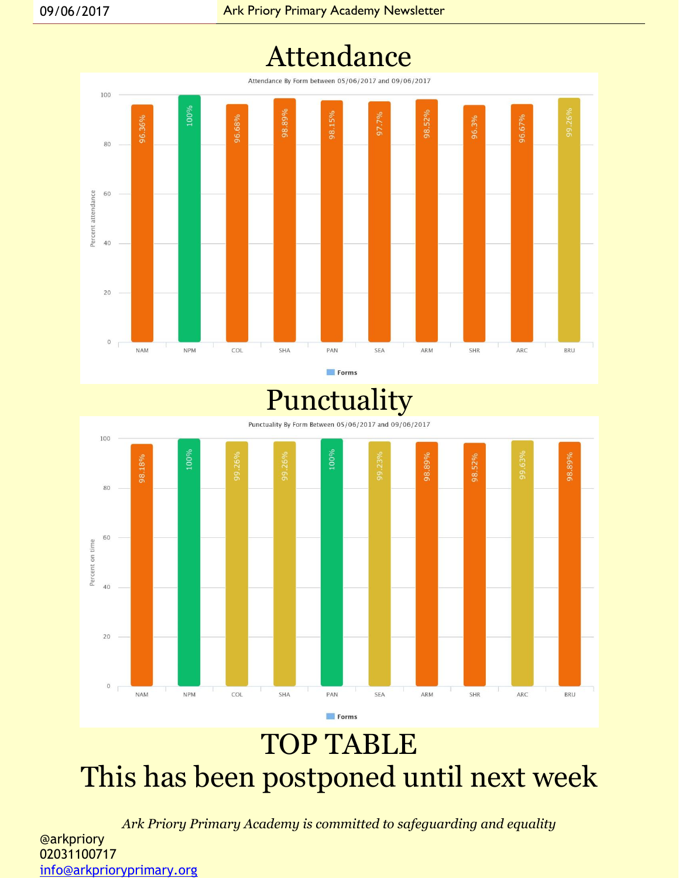# Attendance

Attendance By Form between 05/06/2017 and 09/06/2017

| Form | Percent attendance |
|---|---|
| NAM | 96.36% |
| NPM | 100% |
| COL | 96.68% |
| SHA | 98.89% |
| PAN | 98.15% |
| SEA | 97.7% |
| ARM | 98.52% |
| SHR | 96.3% |
| ARC | 96.67% |
| BRU | 99.26% |

# Punctuality

Punctuality By Form Between 05/06/2017 and 09/06/2017

| Form | Percent on time |
|---|---|
| NAM | 98.18% |
| NPM | 100% |
| COL | 99.26% |
| SHA | 99.26% |
| PAN | 100% |
| SEA | 99.23% |
| ARM | 98.89% |
| SHR | 98.52% |
| ARC | 99.63% |
| BRU | 98.89% |

# TOP TABLE

# This has been postponed until next week

*Ark Priory Primary Academy is committed to safeguarding and equality*

@arkpriory
02031100717
info@arkprioryprimary.org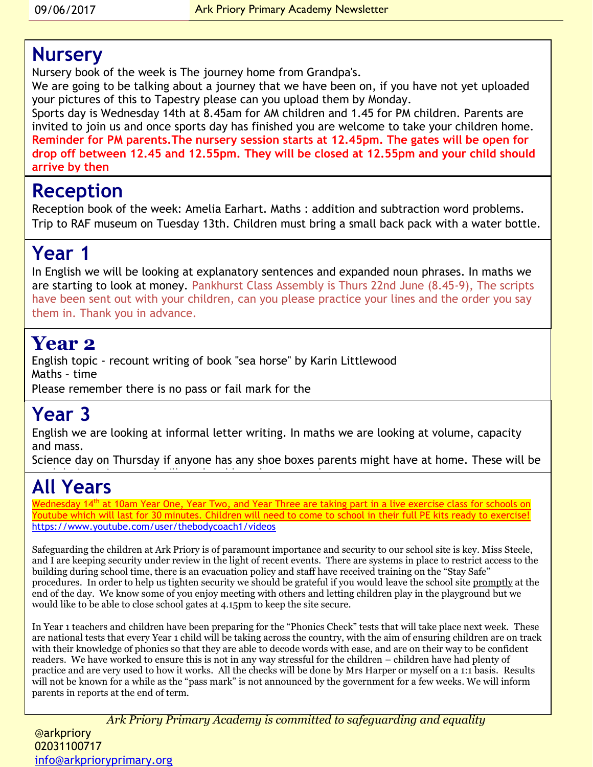# Nursery

Nursery book of the week is The journey home from Grandpa's.
We are going to be talking about a journey that we have been on, if you have not yet uploaded your pictures of this to Tapestry please can you upload them by Monday.
Sports day is Wednesday 14th at 8.45am for AM children and 1.45 for PM children. Parents are invited to join us and once sports day has finished you are welcome to take your children home.
**Reminder for PM parents.The nursery session starts at 12.45pm. The gates will be open for drop off between 12.45 and 12.55pm. They will be closed at 12.55pm and your child should arrive by then**

# Reception

Reception book of the week: Amelia Earhart. Maths : addition and subtraction word problems.
Trip to RAF museum on Tuesday 13th. Children must bring a small back pack with a water bottle.

# Year 1

In English we will be looking at explanatory sentences and expanded noun phrases. In maths we are starting to look at money. Pankhurst Class Assembly is Thurs 22nd June (8.45-9), The scripts have been sent out with your children, can you please practice your lines and the order you say them in. Thank you in advance.

# Year 2

English topic - recount writing of book "sea horse" by Karin Littlewood
Maths – time
Please remember there is no pass or fail mark for the

# Year 3

English we are looking at informal letter writing. In maths we are looking at volume, capacity and mass.
Science day on Thursday if anyone has any shoe boxes parents might have at home. These will be

# All Years

Wednesday 14th at 10am Year One, Year Two, and Year Three are taking part in a live exercise class for schools on Youtube which will last for 30 minutes. Children will need to come to school in their full PE kits ready to exercise!
https://www.youtube.com/user/thebodycoach1/videos

Safeguarding the children at Ark Priory is of paramount importance and security to our school site is key. Miss Steele, and I are keeping security under review in the light of recent events. There are systems in place to restrict access to the building during school time, there is an evacuation policy and staff have received training on the "Stay Safe" procedures. In order to help us tighten security we should be grateful if you would leave the school site promptly at the end of the day. We know some of you enjoy meeting with others and letting children play in the playground but we would like to be able to close school gates at 4.15pm to keep the site secure.

In Year 1 teachers and children have been preparing for the "Phonics Check" tests that will take place next week. These are national tests that every Year 1 child will be taking across the country, with the aim of ensuring children are on track with their knowledge of phonics so that they are able to decode words with ease, and are on their way to be confident readers. We have worked to ensure this is not in any way stressful for the children – children have had plenty of practice and are very used to how it works. All the checks will be done by Mrs Harper or myself on a 1:1 basis. Results will not be known for a while as the "pass mark" is not announced by the government for a few weeks. We will inform parents in reports at the end of term.

*Ark Priory Primary Academy is committed to safeguarding and equality*

@arkpriory
02031100717
info@arkprioryprimary.org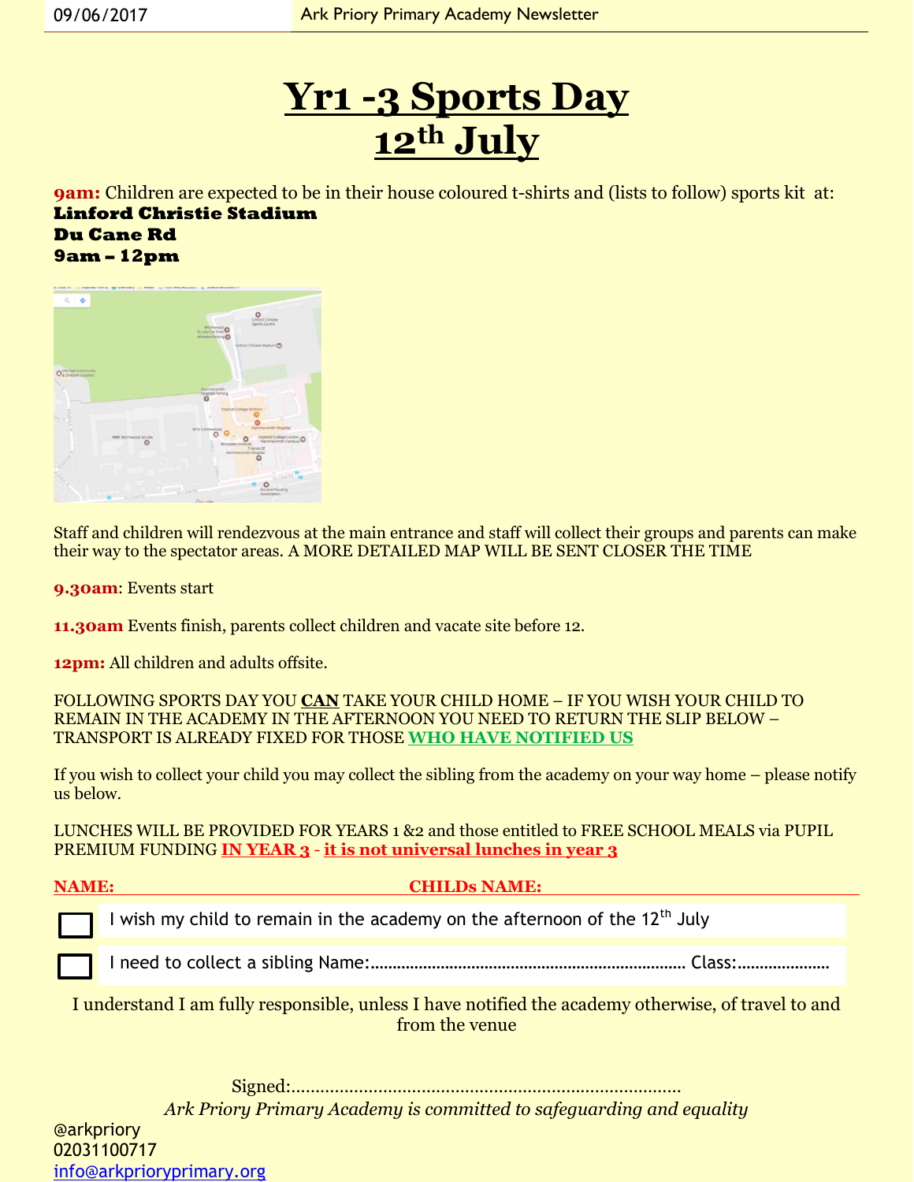# Yr1 -3 Sports Day
# 12th July

**9am:** Children are expected to be in their house coloured t-shirts and (lists to follow) sports kit at:
**Linford Christie Stadium**
**Du Cane Rd**
**9am – 12pm**

Staff and children will rendezvous at the main entrance and staff will collect their groups and parents can make their way to the spectator areas. A MORE DETAILED MAP WILL BE SENT CLOSER THE TIME

**9.30am**: Events start

**11.30am** Events finish, parents collect children and vacate site before 12.

**12pm:** All children and adults offsite.

FOLLOWING SPORTS DAY YOU **CAN** TAKE YOUR CHILD HOME – IF YOU WISH YOUR CHILD TO REMAIN IN THE ACADEMY IN THE AFTERNOON YOU NEED TO RETURN THE SLIP BELOW – TRANSPORT IS ALREADY FIXED FOR THOSE **WHO HAVE NOTIFIED US**

If you wish to collect your child you may collect the sibling from the academy on your way home – please notify us below.

LUNCHES WILL BE PROVIDED FOR YEARS 1 &2 and those entitled to FREE SCHOOL MEALS via PUPIL PREMIUM FUNDING **IN YEAR 3** - **it is not universal lunches in year 3**

**NAME:** **CHILDs NAME:**

☐ I wish my child to remain in the academy on the afternoon of the 12th July

☐ I need to collect a sibling Name:…………………………………………………… Class:…………………

I understand I am fully responsible, unless I have notified the academy otherwise, of travel to and from the venue

Signed:………………………………………………………………………

*Ark Priory Primary Academy is committed to safeguarding and equality*

@arkpriory
02031100717
info@arkprioryprimary.org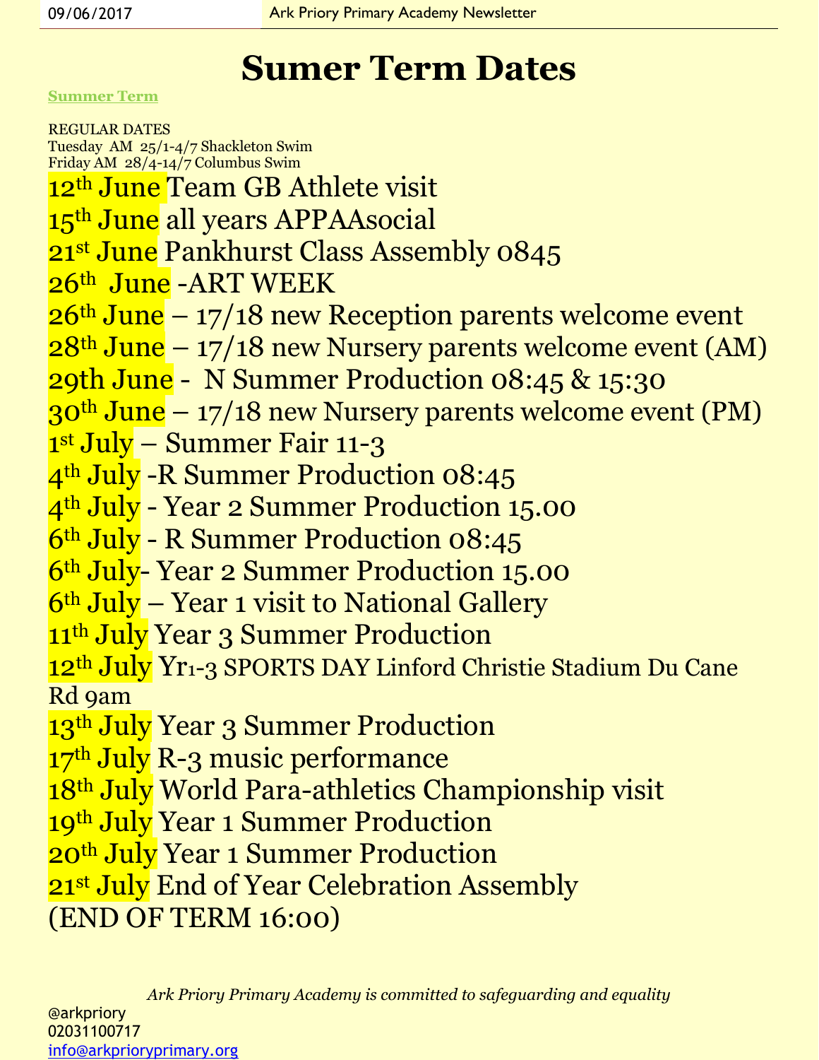# Sumer Term Dates

**Summer Term**

REGULAR DATES
Tuesday AM 25/1-4/7 Shackleton Swim
Friday AM 28/4-14/7 Columbus Swim

12th June Team GB Athlete visit
15th June all years APPAAsocial
21st June Pankhurst Class Assembly 0845
26th June -ART WEEK
26th June – 17/18 new Reception parents welcome event
28th June – 17/18 new Nursery parents welcome event (AM)
29th June - N Summer Production 08:45 & 15:30
30th June – 17/18 new Nursery parents welcome event (PM)
1st July – Summer Fair 11-3
4th July -R Summer Production 08:45
4th July - Year 2 Summer Production 15.00
6th July - R Summer Production 08:45
6th July- Year 2 Summer Production 15.00
6th July – Year 1 visit to National Gallery
11th July Year 3 Summer Production
12th July Yr1-3 SPORTS DAY Linford Christie Stadium Du Cane Rd 9am
13th July Year 3 Summer Production
17th July R-3 music performance
18th July World Para-athletics Championship visit
19th July Year 1 Summer Production
20th July Year 1 Summer Production
21st July End of Year Celebration Assembly
(END OF TERM 16:00)

*Ark Priory Primary Academy is committed to safeguarding and equality*

@arkpriory
02031100717
info@arkprioryprimary.org